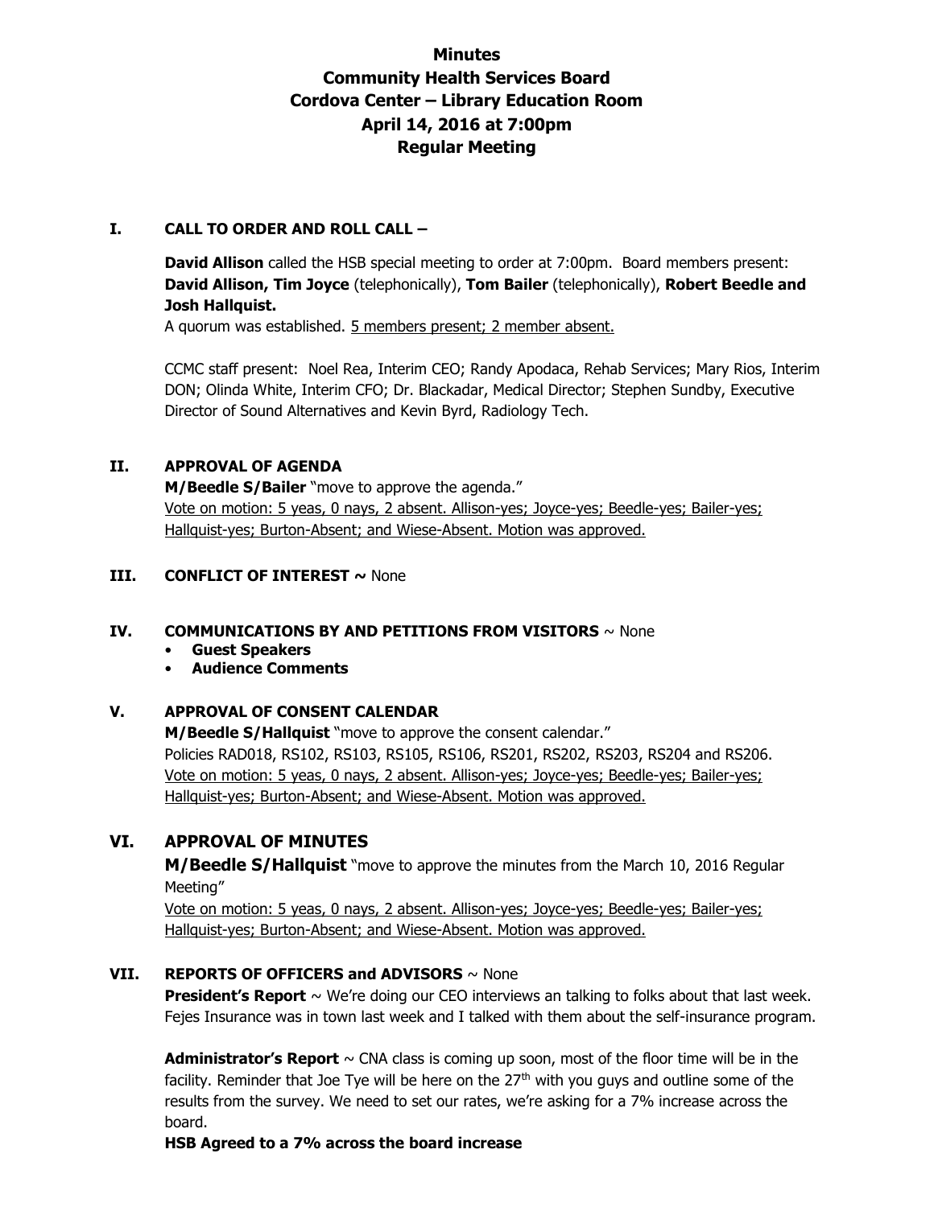# Minutes
# Community Health Services Board
# Cordova Center – Library Education Room
# April 14, 2016 at 7:00pm
# Regular Meeting

## I. CALL TO ORDER AND ROLL CALL –

**David Allison** called the HSB special meeting to order at 7:00pm. Board members present: **David Allison, Tim Joyce** (telephonically), **Tom Bailer** (telephonically), **Robert Beedle and Josh Hallquist.**

A quorum was established. 5 members present; 2 member absent.

CCMC staff present: Noel Rea, Interim CEO; Randy Apodaca, Rehab Services; Mary Rios, Interim DON; Olinda White, Interim CFO; Dr. Blackadar, Medical Director; Stephen Sundby, Executive Director of Sound Alternatives and Kevin Byrd, Radiology Tech.

## II. APPROVAL OF AGENDA

**M/Beedle S/Bailer** "move to approve the agenda."

Vote on motion: 5 yeas, 0 nays, 2 absent. Allison-yes; Joyce-yes; Beedle-yes; Bailer-yes; Hallquist-yes; Burton-Absent; and Wiese-Absent. Motion was approved.

## III. CONFLICT OF INTEREST ~ None

## IV. COMMUNICATIONS BY AND PETITIONS FROM VISITORS ~ None

- **Guest Speakers**
- **Audience Comments**

## V. APPROVAL OF CONSENT CALENDAR

**M/Beedle S/Hallquist** "move to approve the consent calendar."

Policies RAD018, RS102, RS103, RS105, RS106, RS201, RS202, RS203, RS204 and RS206.

Vote on motion: 5 yeas, 0 nays, 2 absent. Allison-yes; Joyce-yes; Beedle-yes; Bailer-yes; Hallquist-yes; Burton-Absent; and Wiese-Absent. Motion was approved.

## VI. APPROVAL OF MINUTES

**M/Beedle S/Hallquist** "move to approve the minutes from the March 10, 2016 Regular Meeting"

Vote on motion: 5 yeas, 0 nays, 2 absent. Allison-yes; Joyce-yes; Beedle-yes; Bailer-yes; Hallquist-yes; Burton-Absent; and Wiese-Absent. Motion was approved.

## VII. REPORTS OF OFFICERS and ADVISORS ~ None

**President's Report** ~ We're doing our CEO interviews an talking to folks about that last week. Fejes Insurance was in town last week and I talked with them about the self-insurance program.

**Administrator's Report** ~ CNA class is coming up soon, most of the floor time will be in the facility. Reminder that Joe Tye will be here on the 27th with you guys and outline some of the results from the survey. We need to set our rates, we're asking for a 7% increase across the board.

**HSB Agreed to a 7% across the board increase**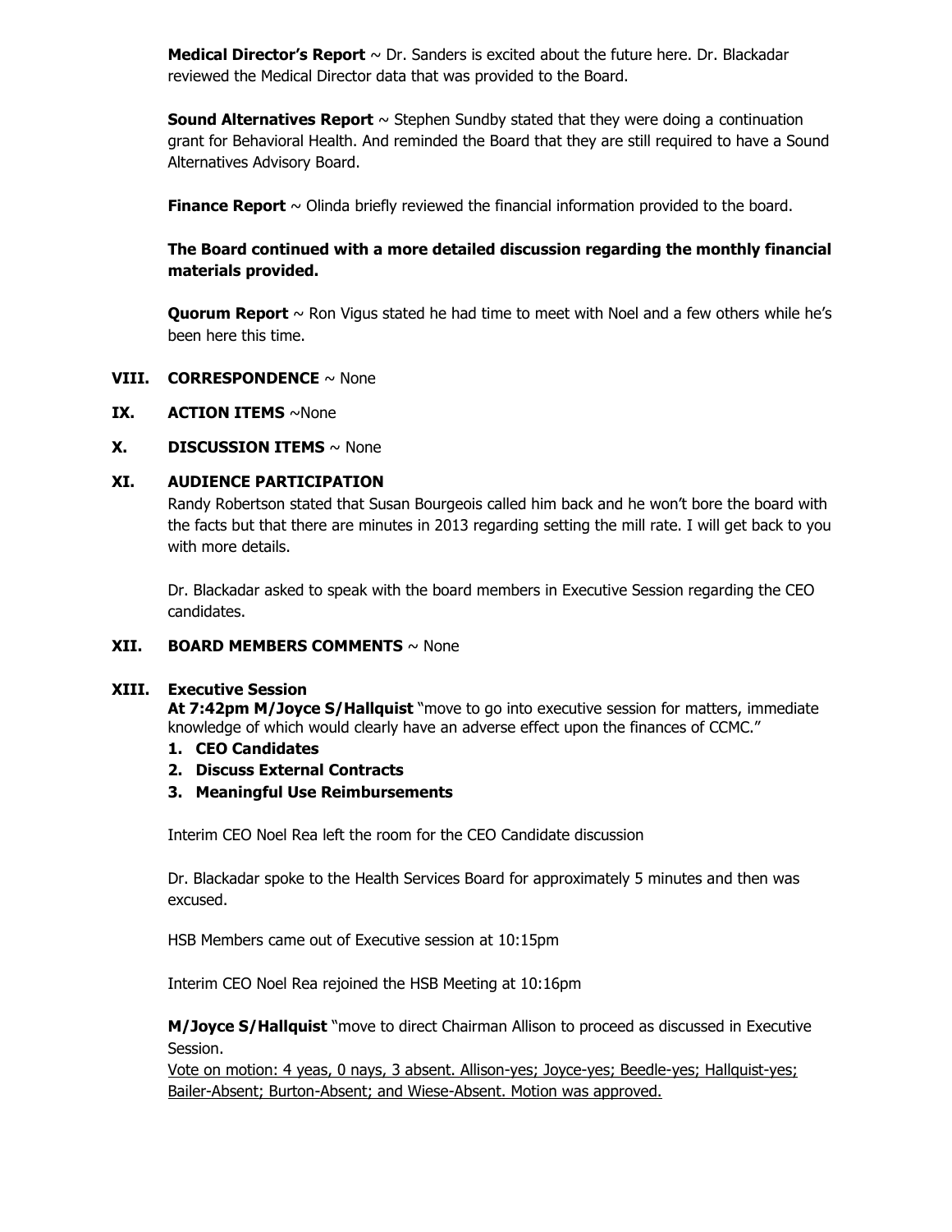**Medical Director's Report** ~ Dr. Sanders is excited about the future here. Dr. Blackadar reviewed the Medical Director data that was provided to the Board.

**Sound Alternatives Report** ~ Stephen Sundby stated that they were doing a continuation grant for Behavioral Health. And reminded the Board that they are still required to have a Sound Alternatives Advisory Board.

**Finance Report** ~ Olinda briefly reviewed the financial information provided to the board.

**The Board continued with a more detailed discussion regarding the monthly financial materials provided.**

**Quorum Report** ~ Ron Vigus stated he had time to meet with Noel and a few others while he's been here this time.

**VIII. CORRESPONDENCE** ~ None

**IX. ACTION ITEMS** ~None

**X. DISCUSSION ITEMS** ~ None

**XI. AUDIENCE PARTICIPATION**

Randy Robertson stated that Susan Bourgeois called him back and he won't bore the board with the facts but that there are minutes in 2013 regarding setting the mill rate. I will get back to you with more details.

Dr. Blackadar asked to speak with the board members in Executive Session regarding the CEO candidates.

**XII. BOARD MEMBERS COMMENTS** ~ None

**XIII. Executive Session**

**At 7:42pm M/Joyce S/Hallquist** "move to go into executive session for matters, immediate knowledge of which would clearly have an adverse effect upon the finances of CCMC."

1. **CEO Candidates**
2. **Discuss External Contracts**
3. **Meaningful Use Reimbursements**

Interim CEO Noel Rea left the room for the CEO Candidate discussion

Dr. Blackadar spoke to the Health Services Board for approximately 5 minutes and then was excused.

HSB Members came out of Executive session at 10:15pm

Interim CEO Noel Rea rejoined the HSB Meeting at 10:16pm

**M/Joyce S/Hallquist** "move to direct Chairman Allison to proceed as discussed in Executive Session.

<u>Vote on motion: 4 yeas, 0 nays, 3 absent. Allison-yes; Joyce-yes; Beedle-yes; Hallquist-yes; Bailer-Absent; Burton-Absent; and Wiese-Absent. Motion was approved.</u>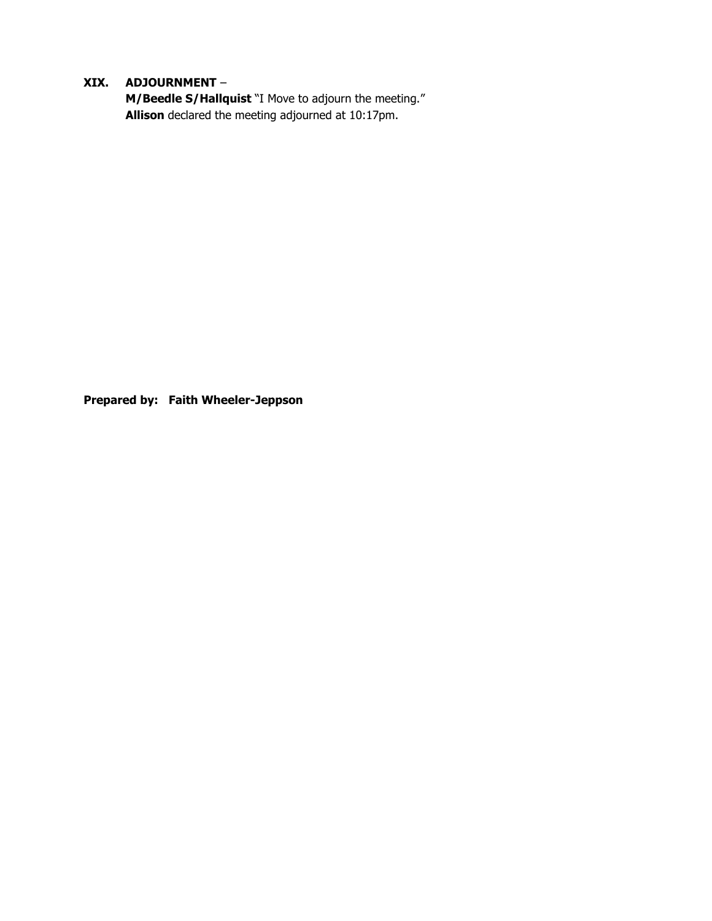**XIX. ADJOURNMENT** –

**M/Beedle S/Hallquist** "I Move to adjourn the meeting."
**Allison** declared the meeting adjourned at 10:17pm.

**Prepared by: Faith Wheeler-Jeppson**